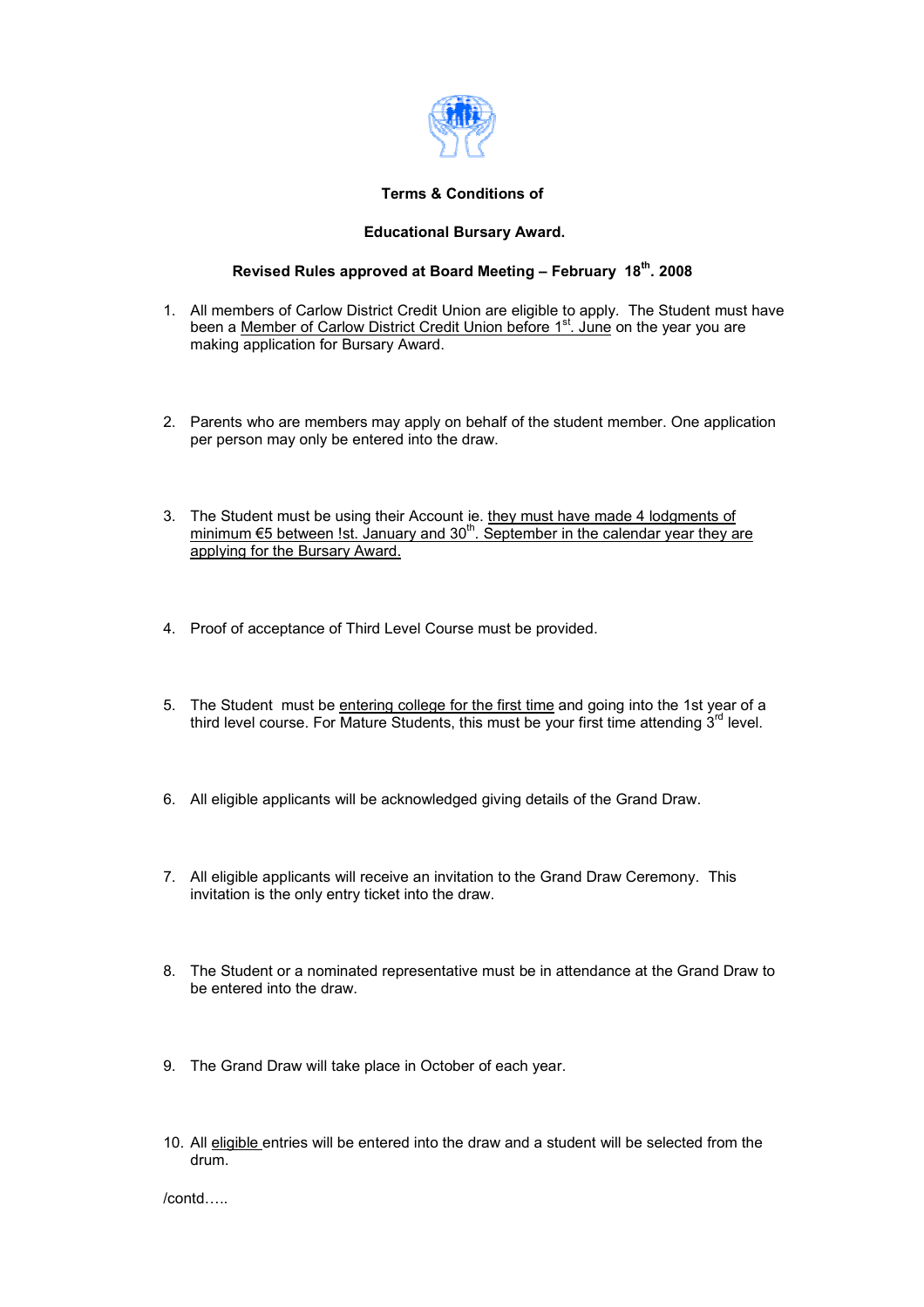**Terms & Conditions of**

**Educational Bursary Award.**

**Revised Rules approved at Board Meeting – February 18th. 2008**

1. All members of Carlow District Credit Union are eligible to apply. The Student must have been a Member of Carlow District Credit Union before 1st. June on the year you are making application for Bursary Award.

2. Parents who are members may apply on behalf of the student member. One application per person may only be entered into the draw.

3. The Student must be using their Account ie. they must have made 4 lodgments of minimum €5 between !st. January and 30th. September in the calendar year they are applying for the Bursary Award.

4. Proof of acceptance of Third Level Course must be provided.

5. The Student must be entering college for the first time and going into the 1st year of a third level course. For Mature Students, this must be your first time attending 3rd level.

6. All eligible applicants will be acknowledged giving details of the Grand Draw.

7. All eligible applicants will receive an invitation to the Grand Draw Ceremony. This invitation is the only entry ticket into the draw.

8. The Student or a nominated representative must be in attendance at the Grand Draw to be entered into the draw.

9. The Grand Draw will take place in October of each year.

10. All eligible entries will be entered into the draw and a student will be selected from the drum.

/contd…..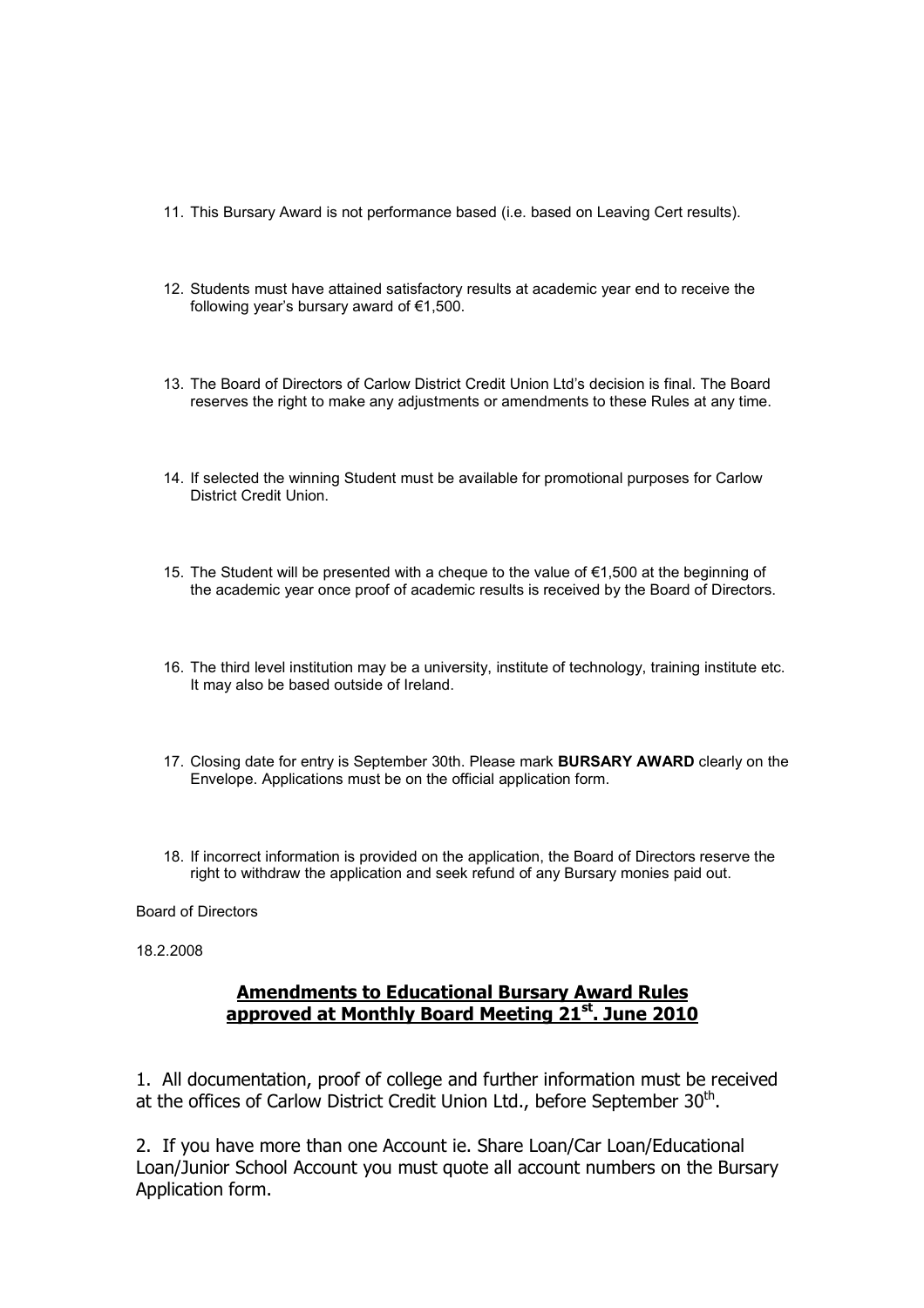11. This Bursary Award is not performance based (i.e. based on Leaving Cert results).

12. Students must have attained satisfactory results at academic year end to receive the following year's bursary award of €1,500.

13. The Board of Directors of Carlow District Credit Union Ltd's decision is final. The Board reserves the right to make any adjustments or amendments to these Rules at any time.

14. If selected the winning Student must be available for promotional purposes for Carlow District Credit Union.

15. The Student will be presented with a cheque to the value of €1,500 at the beginning of the academic year once proof of academic results is received by the Board of Directors.

16. The third level institution may be a university, institute of technology, training institute etc. It may also be based outside of Ireland.

17. Closing date for entry is September 30th. Please mark **BURSARY AWARD** clearly on the Envelope. Applications must be on the official application form.

18. If incorrect information is provided on the application, the Board of Directors reserve the right to withdraw the application and seek refund of any Bursary monies paid out.

Board of Directors

18.2.2008

## Amendments to Educational Bursary Award Rules approved at Monthly Board Meeting 21st. June 2010

1. All documentation, proof of college and further information must be received at the offices of Carlow District Credit Union Ltd., before September 30th.

2. If you have more than one Account ie. Share Loan/Car Loan/Educational Loan/Junior School Account you must quote all account numbers on the Bursary Application form.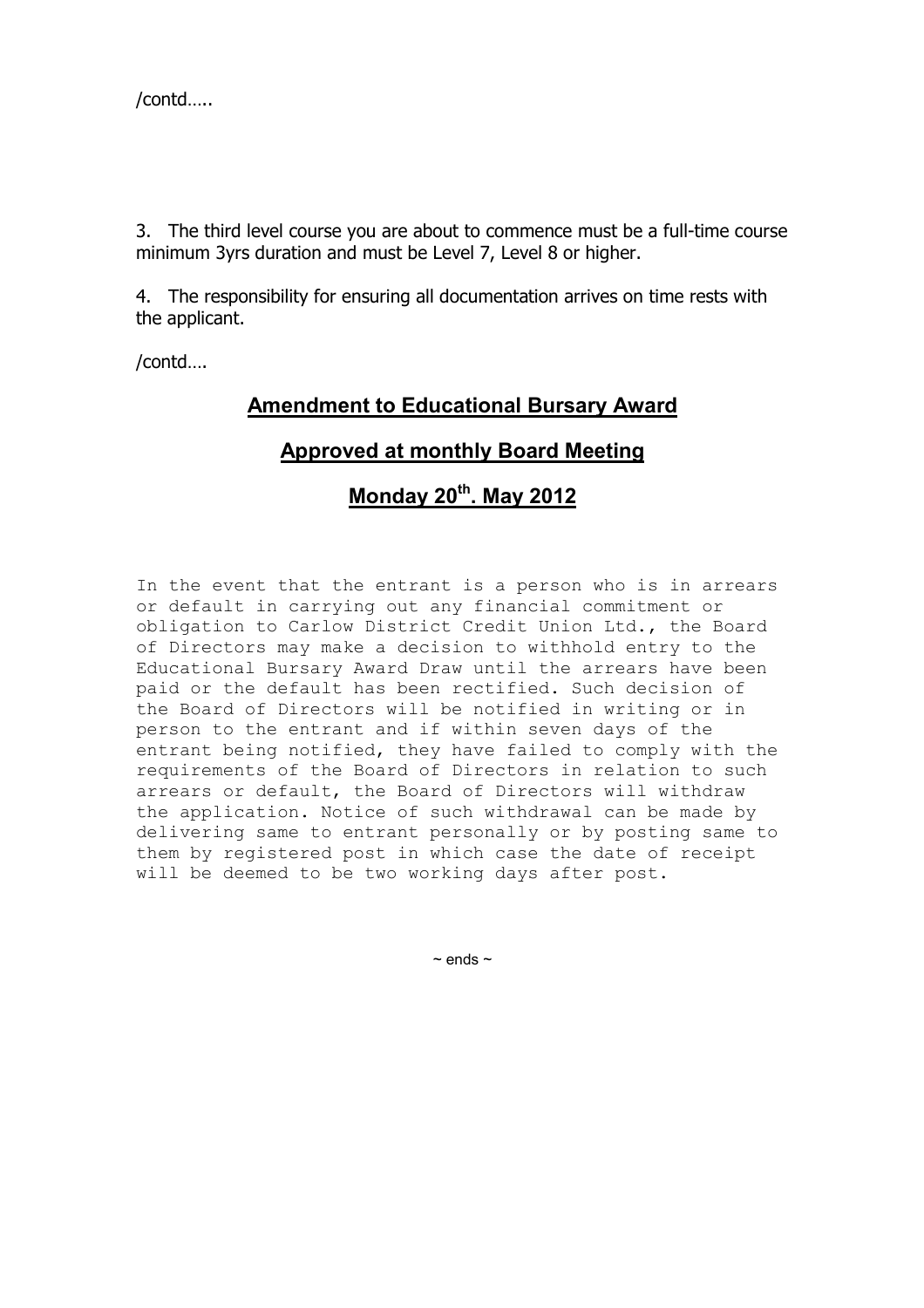/contd…..

3. The third level course you are about to commence must be a full-time course minimum 3yrs duration and must be Level 7, Level 8 or higher.

4. The responsibility for ensuring all documentation arrives on time rests with the applicant.

/contd….

## Amendment to Educational Bursary Award

## Approved at monthly Board Meeting

## Monday 20th. May 2012

In the event that the entrant is a person who is in arrears or default in carrying out any financial commitment or obligation to Carlow District Credit Union Ltd., the Board of Directors may make a decision to withhold entry to the Educational Bursary Award Draw until the arrears have been paid or the default has been rectified. Such decision of the Board of Directors will be notified in writing or in person to the entrant and if within seven days of the entrant being notified, they have failed to comply with the requirements of the Board of Directors in relation to such arrears or default, the Board of Directors will withdraw the application. Notice of such withdrawal can be made by delivering same to entrant personally or by posting same to them by registered post in which case the date of receipt will be deemed to be two working days after post.

~ ends ~